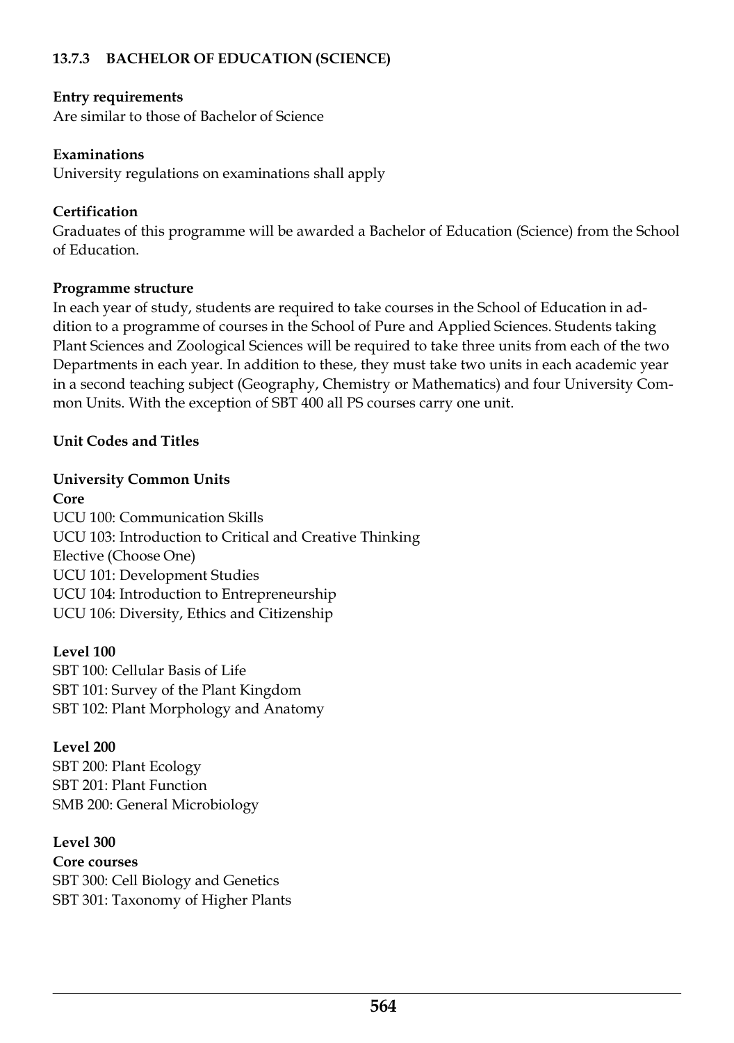## 13.7.3 BACHELOR OF EDUCATION (SCIENCE)

**Entry requirements**

Are similar to those of Bachelor of Science

**Examinations**

University regulations on examinations shall apply

**Certification**

Graduates of this programme will be awarded a Bachelor of Education (Science) from the School of Education.

**Programme structure**

In each year of study, students are required to take courses in the School of Education in addition to a programme of courses in the School of Pure and Applied Sciences. Students taking Plant Sciences and Zoological Sciences will be required to take three units from each of the two Departments in each year. In addition to these, they must take two units in each academic year in a second teaching subject (Geography, Chemistry or Mathematics) and four University Common Units. With the exception of SBT 400 all PS courses carry one unit.

**Unit Codes and Titles**

**University Common Units**

**Core**

UCU 100: Communication Skills
UCU 103: Introduction to Critical and Creative Thinking
Elective (Choose One)
UCU 101: Development Studies
UCU 104: Introduction to Entrepreneurship
UCU 106: Diversity, Ethics and Citizenship

**Level 100**

SBT 100: Cellular Basis of Life
SBT 101: Survey of the Plant Kingdom
SBT 102: Plant Morphology and Anatomy

**Level 200**

SBT 200: Plant Ecology
SBT 201: Plant Function
SMB 200: General Microbiology

**Level 300**

**Core courses**

SBT 300: Cell Biology and Genetics
SBT 301: Taxonomy of Higher Plants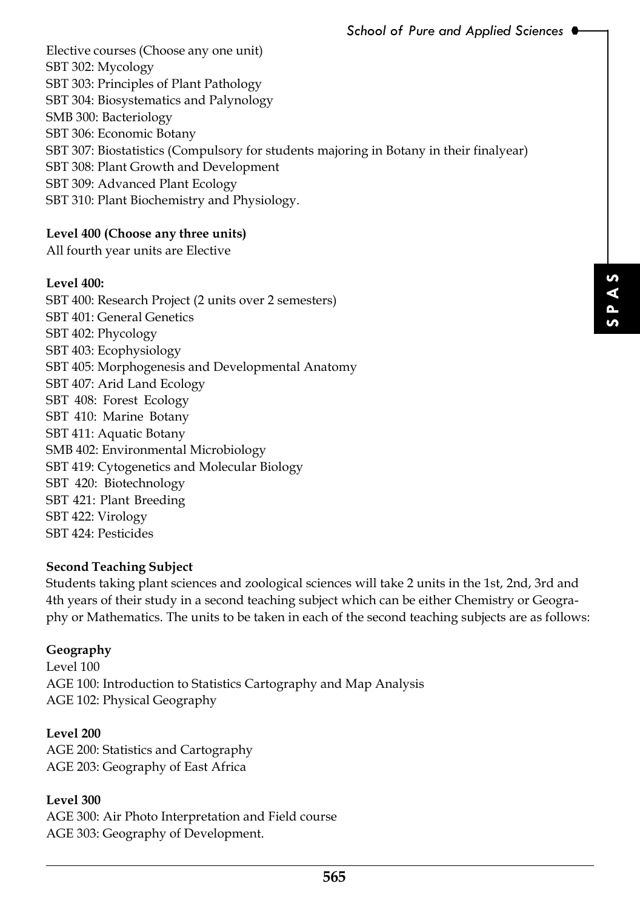Elective courses (Choose any one unit)
SBT 302: Mycology
SBT 303: Principles of Plant Pathology
SBT 304: Biosystematics and Palynology
SMB 300: Bacteriology
SBT 306: Economic Botany
SBT 307: Biostatistics (Compulsory for students majoring in Botany in their finalyear)
SBT 308: Plant Growth and Development
SBT 309: Advanced Plant Ecology
SBT 310: Plant Biochemistry and Physiology.

**Level 400 (Choose any three units)**
All fourth year units are Elective

**Level 400:**
SBT 400: Research Project (2 units over 2 semesters)
SBT 401: General Genetics
SBT 402: Phycology
SBT 403: Ecophysiology
SBT 405: Morphogenesis and Developmental Anatomy
SBT 407: Arid Land Ecology
SBT 408: Forest Ecology
SBT 410: Marine Botany
SBT 411: Aquatic Botany
SMB 402: Environmental Microbiology
SBT 419: Cytogenetics and Molecular Biology
SBT 420: Biotechnology
SBT 421: Plant Breeding
SBT 422: Virology
SBT 424: Pesticides

**Second Teaching Subject**
Students taking plant sciences and zoological sciences will take 2 units in the 1st, 2nd, 3rd and 4th years of their study in a second teaching subject which can be either Chemistry or Geography or Mathematics. The units to be taken in each of the second teaching subjects are as follows:

**Geography**
Level 100
AGE 100: Introduction to Statistics Cartography and Map Analysis
AGE 102: Physical Geography

**Level 200**
AGE 200: Statistics and Cartography
AGE 203: Geography of East Africa

**Level 300**
AGE 300: Air Photo Interpretation and Field course
AGE 303: Geography of Development.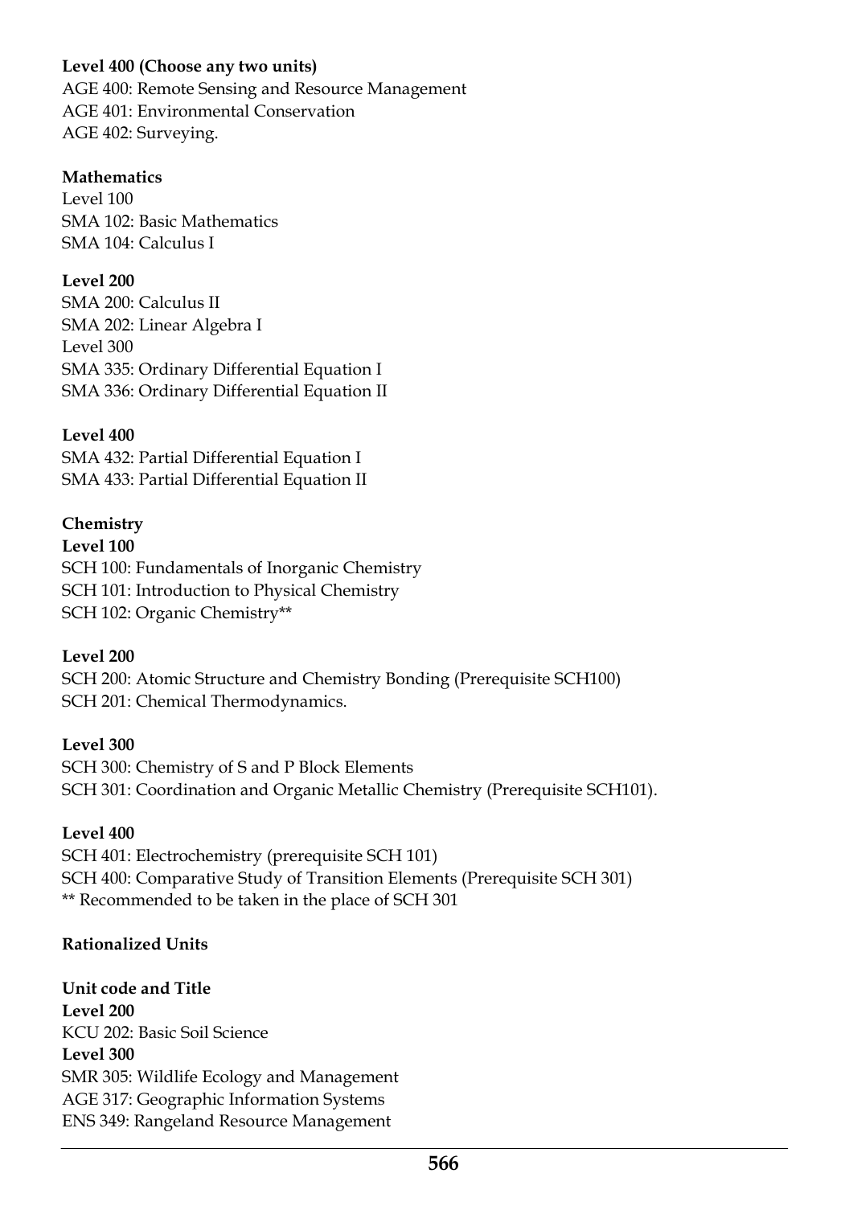**Level 400 (Choose any two units)**
AGE 400: Remote Sensing and Resource Management
AGE 401: Environmental Conservation
AGE 402: Surveying.

**Mathematics**
Level 100
SMA 102: Basic Mathematics
SMA 104: Calculus I

**Level 200**
SMA 200: Calculus II
SMA 202: Linear Algebra I
Level 300
SMA 335: Ordinary Differential Equation I
SMA 336: Ordinary Differential Equation II

**Level 400**
SMA 432: Partial Differential Equation I
SMA 433: Partial Differential Equation II

**Chemistry**
**Level 100**
SCH 100: Fundamentals of Inorganic Chemistry
SCH 101: Introduction to Physical Chemistry
SCH 102: Organic Chemistry**

**Level 200**
SCH 200: Atomic Structure and Chemistry Bonding (Prerequisite SCH100)
SCH 201: Chemical Thermodynamics.

**Level 300**
SCH 300: Chemistry of S and P Block Elements
SCH 301: Coordination and Organic Metallic Chemistry (Prerequisite SCH101).

**Level 400**
SCH 401: Electrochemistry (prerequisite SCH 101)
SCH 400: Comparative Study of Transition Elements (Prerequisite SCH 301)
** Recommended to be taken in the place of SCH 301

**Rationalized Units**

**Unit code and Title**
**Level 200**
KCU 202: Basic Soil Science
**Level 300**
SMR 305: Wildlife Ecology and Management
AGE 317: Geographic Information Systems
ENS 349: Rangeland Resource Management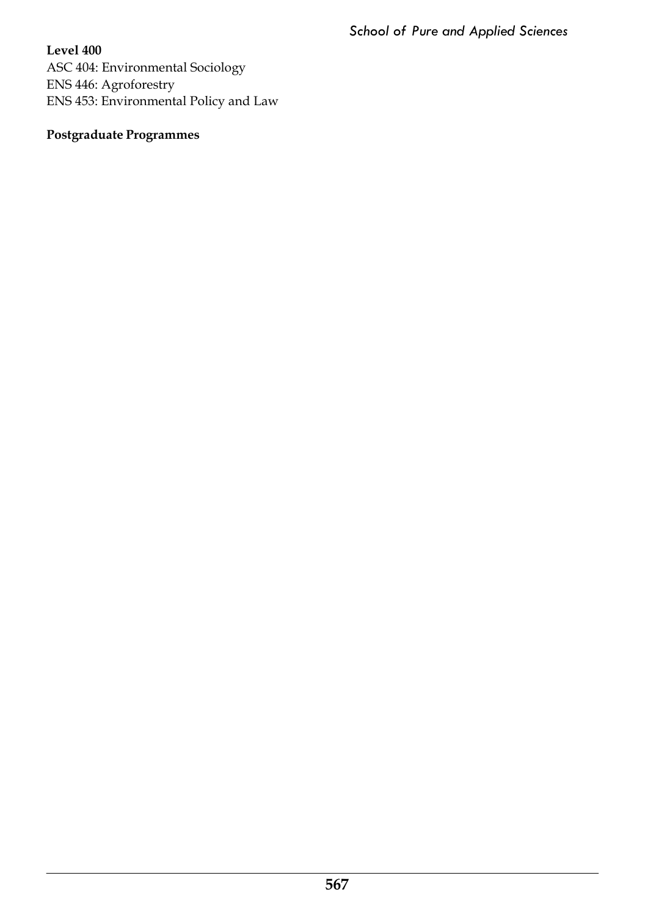**Level 400**

ASC 404: Environmental Sociology
ENS 446: Agroforestry
ENS 453: Environmental Policy and Law

**Postgraduate Programmes**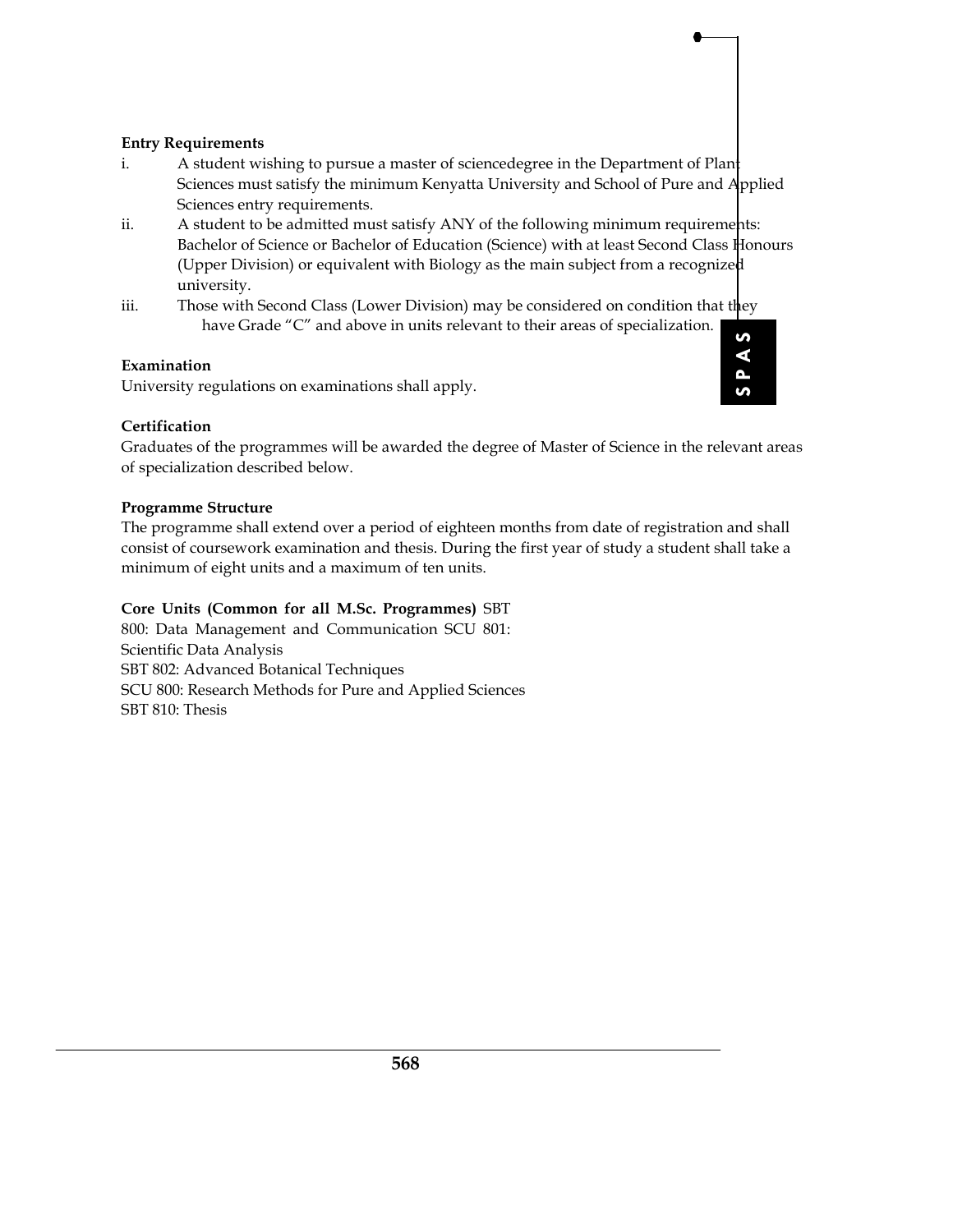**Entry Requirements**

i. A student wishing to pursue a master of sciencedegree in the Department of Plant Sciences must satisfy the minimum Kenyatta University and School of Pure and Applied Sciences entry requirements.

ii. A student to be admitted must satisfy ANY of the following minimum requirements: Bachelor of Science or Bachelor of Education (Science) with at least Second Class Honours (Upper Division) or equivalent with Biology as the main subject from a recognized university.

iii. Those with Second Class (Lower Division) may be considered on condition that they have Grade "C" and above in units relevant to their areas of specialization.

**Examination**

University regulations on examinations shall apply.

**Certification**

Graduates of the programmes will be awarded the degree of Master of Science in the relevant areas of specialization described below.

**Programme Structure**

The programme shall extend over a period of eighteen months from date of registration and shall consist of coursework examination and thesis. During the first year of study a student shall take a minimum of eight units and a maximum of ten units.

**Core Units (Common for all M.Sc. Programmes)**

SBT 800: Data Management and Communication
SCU 801: Scientific Data Analysis
SBT 802: Advanced Botanical Techniques
SCU 800: Research Methods for Pure and Applied Sciences
SBT 810: Thesis